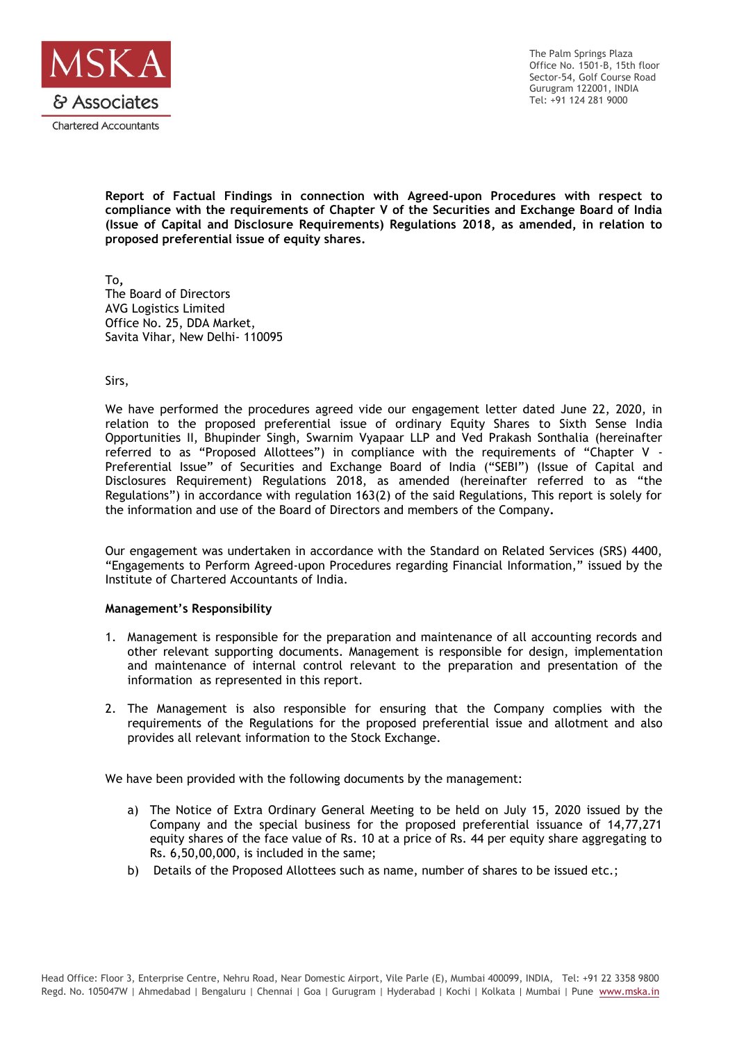MSKA & Associates
Chartered Accountants

The Palm Springs Plaza
Office No. 1501-B, 15th floor
Sector-54, Golf Course Road
Gurugram 122001, INDIA
Tel: +91 124 281 9000

**Report of Factual Findings in connection with Agreed-upon Procedures with respect to compliance with the requirements of Chapter V of the Securities and Exchange Board of India (Issue of Capital and Disclosure Requirements) Regulations 2018, as amended, in relation to proposed preferential issue of equity shares.**

To,
The Board of Directors
AVG Logistics Limited
Office No. 25, DDA Market,
Savita Vihar, New Delhi- 110095

Sirs,

We have performed the procedures agreed vide our engagement letter dated June 22, 2020, in relation to the proposed preferential issue of ordinary Equity Shares to Sixth Sense India Opportunities II, Bhupinder Singh, Swarnim Vyapaar LLP and Ved Prakash Sonthalia (hereinafter referred to as "Proposed Allottees") in compliance with the requirements of "Chapter V - Preferential Issue" of Securities and Exchange Board of India ("SEBI") (Issue of Capital and Disclosures Requirement) Regulations 2018, as amended (hereinafter referred to as "the Regulations") in accordance with regulation 163(2) of the said Regulations, This report is solely for the information and use of the Board of Directors and members of the Company.

Our engagement was undertaken in accordance with the Standard on Related Services (SRS) 4400, "Engagements to Perform Agreed-upon Procedures regarding Financial Information," issued by the Institute of Chartered Accountants of India.

**Management's Responsibility**

1. Management is responsible for the preparation and maintenance of all accounting records and other relevant supporting documents. Management is responsible for design, implementation and maintenance of internal control relevant to the preparation and presentation of the information as represented in this report.

2. The Management is also responsible for ensuring that the Company complies with the requirements of the Regulations for the proposed preferential issue and allotment and also provides all relevant information to the Stock Exchange.

We have been provided with the following documents by the management:

a) The Notice of Extra Ordinary General Meeting to be held on July 15, 2020 issued by the Company and the special business for the proposed preferential issuance of 14,77,271 equity shares of the face value of Rs. 10 at a price of Rs. 44 per equity share aggregating to Rs. 6,50,00,000, is included in the same;
b) Details of the Proposed Allottees such as name, number of shares to be issued etc.;

Head Office: Floor 3, Enterprise Centre, Nehru Road, Near Domestic Airport, Vile Parle (E), Mumbai 400099, INDIA, Tel: +91 22 3358 9800
Regd. No. 105047W | Ahmedabad | Bengaluru | Chennai | Goa | Gurugram | Hyderabad | Kochi | Kolkata | Mumbai | Pune www.mska.in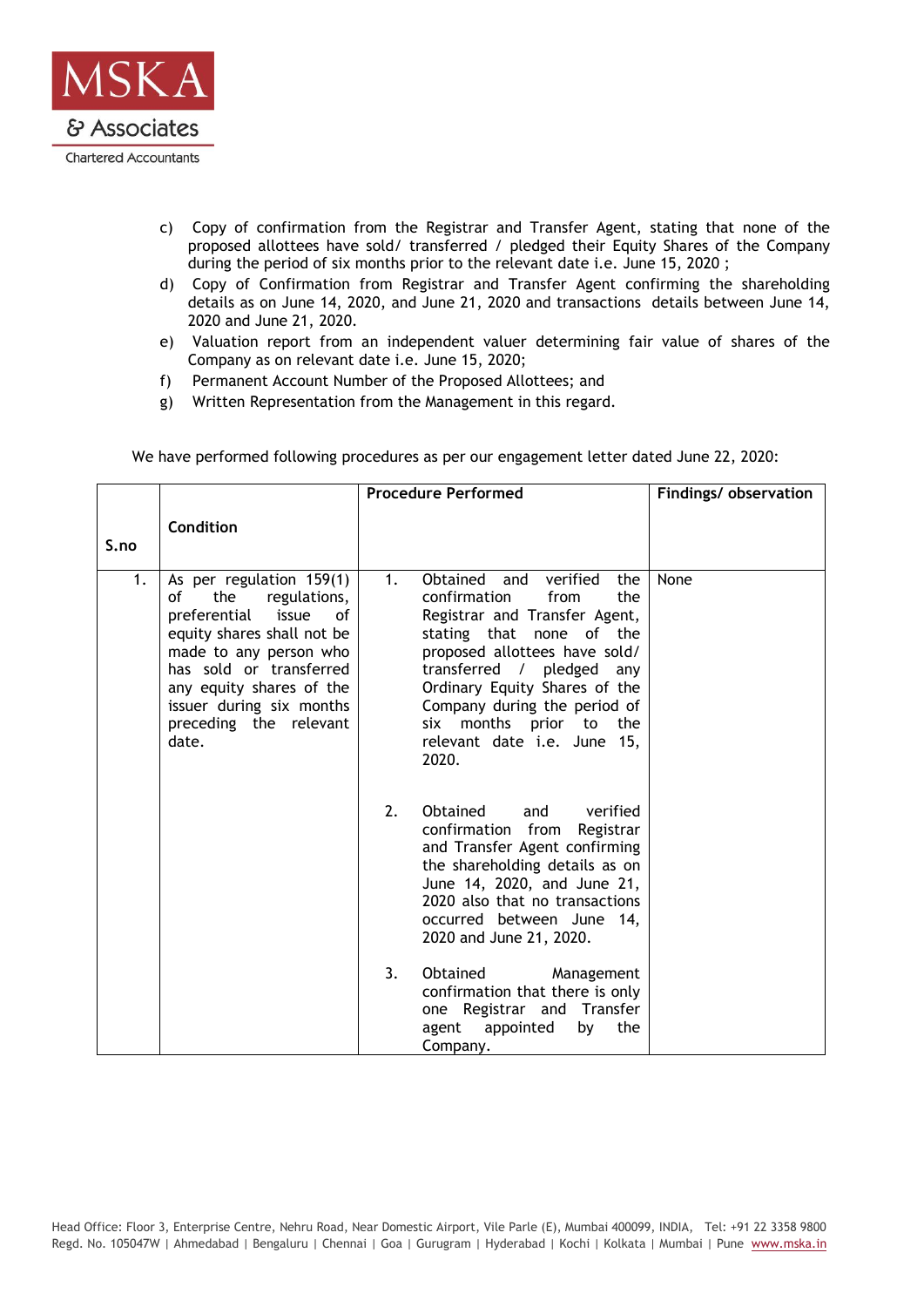c) Copy of confirmation from the Registrar and Transfer Agent, stating that none of the proposed allottees have sold/ transferred / pledged their Equity Shares of the Company during the period of six months prior to the relevant date i.e. June 15, 2020 ;

d) Copy of Confirmation from Registrar and Transfer Agent confirming the shareholding details as on June 14, 2020, and June 21, 2020 and transactions details between June 14, 2020 and June 21, 2020.

e) Valuation report from an independent valuer determining fair value of shares of the Company as on relevant date i.e. June 15, 2020;

f) Permanent Account Number of the Proposed Allottees; and

g) Written Representation from the Management in this regard.

We have performed following procedures as per our engagement letter dated June 22, 2020:

| S.no | Condition | Procedure Performed | Findings/ observation |
|---|---|---|---|
| 1. | As per regulation 159(1) of the regulations, preferential issue of equity shares shall not be made to any person who has sold or transferred any equity shares of the issuer during six months preceding the relevant date. | 1. Obtained and verified the confirmation from the Registrar and Transfer Agent, stating that none of the proposed allottees have sold/ transferred / pledged any Ordinary Equity Shares of the Company during the period of six months prior to the relevant date i.e. June 15, 2020.<br><br>2. Obtained and verified confirmation from Registrar and Transfer Agent confirming the shareholding details as on June 14, 2020, and June 21, 2020 also that no transactions occurred between June 14, 2020 and June 21, 2020.<br><br>3. Obtained Management confirmation that there is only one Registrar and Transfer agent appointed by the Company. | None |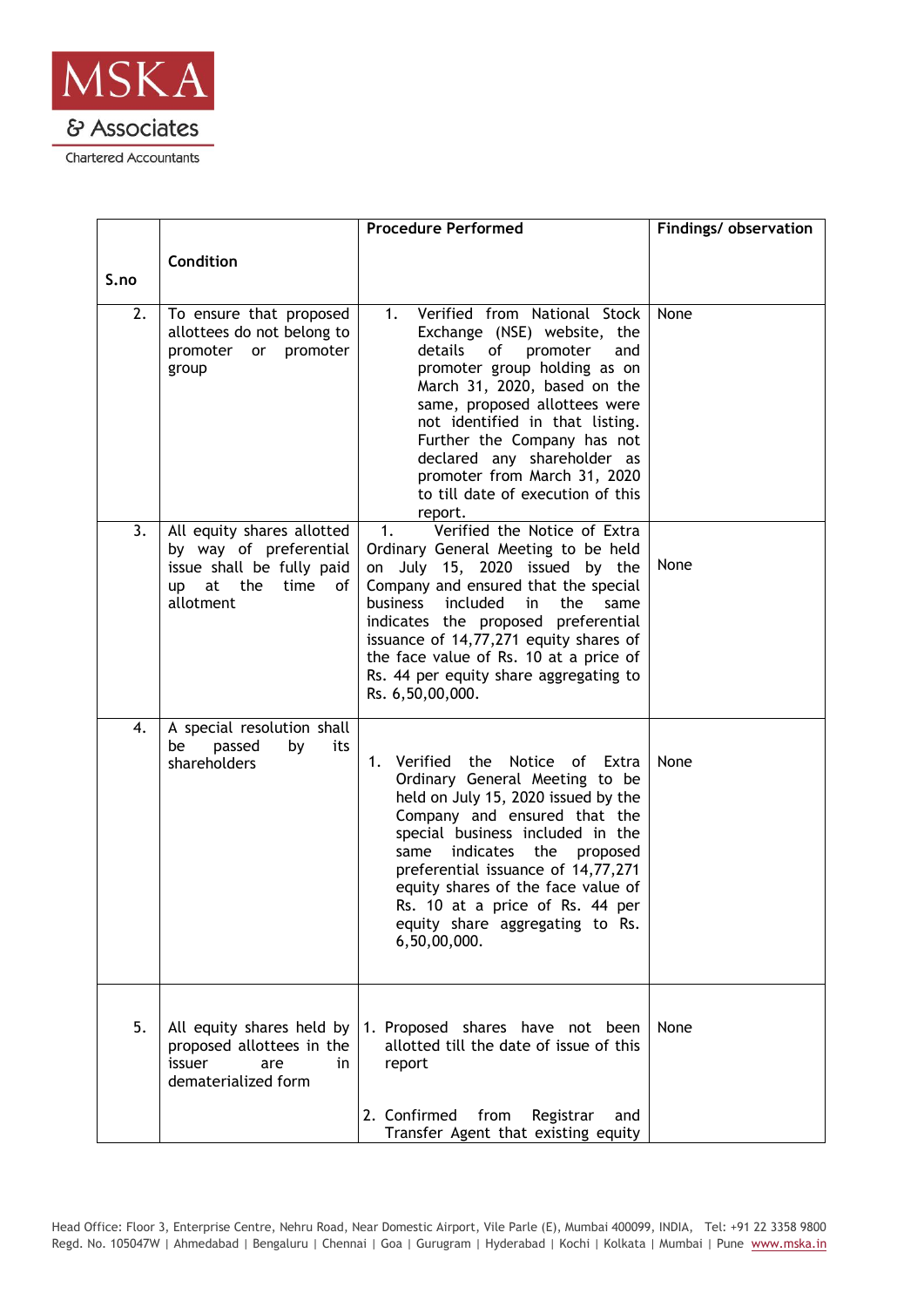| S.no | Condition | Procedure Performed | Findings/ observation |
|---|---|---|---|
| 2. | To ensure that proposed allottees do not belong to promoter or promoter group | 1. Verified from National Stock Exchange (NSE) website, the details of promoter and promoter group holding as on March 31, 2020, based on the same, proposed allottees were not identified in that listing. Further the Company has not declared any shareholder as promoter from March 31, 2020 to till date of execution of this report. | None |
| 3. | All equity shares allotted by way of preferential issue shall be fully paid up at the time of allotment | 1. Verified the Notice of Extra Ordinary General Meeting to be held on July 15, 2020 issued by the Company and ensured that the special business included in the same indicates the proposed preferential issuance of 14,77,271 equity shares of the face value of Rs. 10 at a price of Rs. 44 per equity share aggregating to Rs. 6,50,00,000. | None |
| 4. | A special resolution shall be passed by its shareholders | 1. Verified the Notice of Extra Ordinary General Meeting to be held on July 15, 2020 issued by the Company and ensured that the special business included in the same indicates the proposed preferential issuance of 14,77,271 equity shares of the face value of Rs. 10 at a price of Rs. 44 per equity share aggregating to Rs. 6,50,00,000. | None |
| 5. | All equity shares held by proposed allottees in the issuer are in dematerialized form | 1. Proposed shares have not been allotted till the date of issue of this report<br><br>2. Confirmed from Registrar and Transfer Agent that existing equity | None |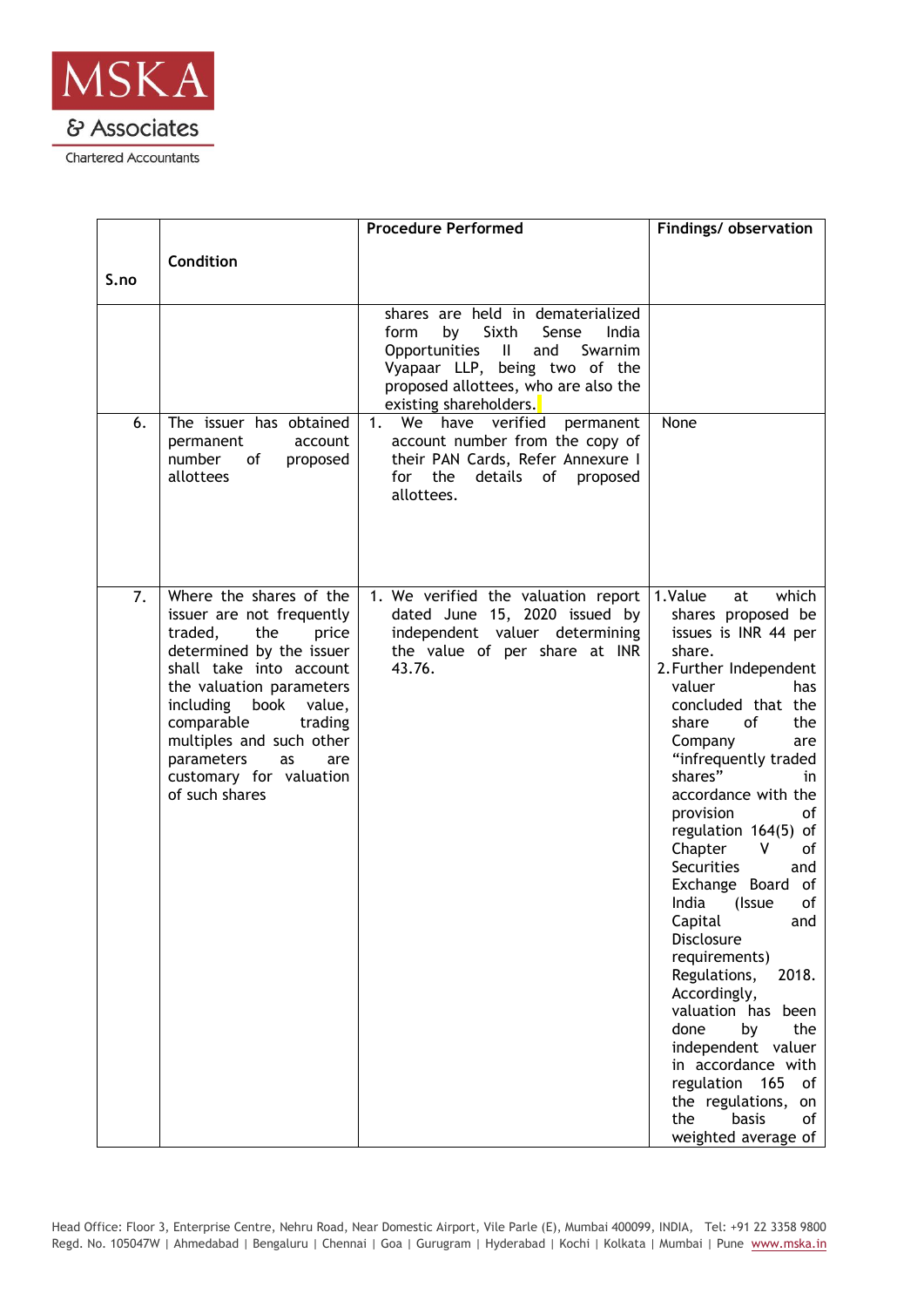| S.no | Condition | Procedure Performed | Findings/ observation |
|---|---|---|---|
| | | shares are held in dematerialized form by Sixth Sense India Opportunities II and Swarnim Vyapaar LLP, being two of the proposed allottees, who are also the existing shareholders. | |
| 6. | The issuer has obtained permanent account number of proposed allottees | 1. We have verified permanent account number from the copy of their PAN Cards, Refer Annexure I for the details of proposed allottees. | None |
| 7. | Where the shares of the issuer are not frequently traded, the price determined by the issuer shall take into account the valuation parameters including book value, comparable trading multiples and such other parameters as are customary for valuation of such shares | 1. We verified the valuation report dated June 15, 2020 issued by independent valuer determining the value of per share at INR 43.76. | 1. Value at which shares proposed be issues is INR 44 per share.<br>2. Further Independent valuer has concluded that the share of the Company are "infrequently traded shares" in accordance with the provision of regulation 164(5) of Chapter V of Securities and Exchange Board of India (Issue of Capital and Disclosure requirements) Regulations, 2018. Accordingly, valuation has been done by the independent valuer in accordance with regulation 165 of the regulations, on the basis of weighted average of |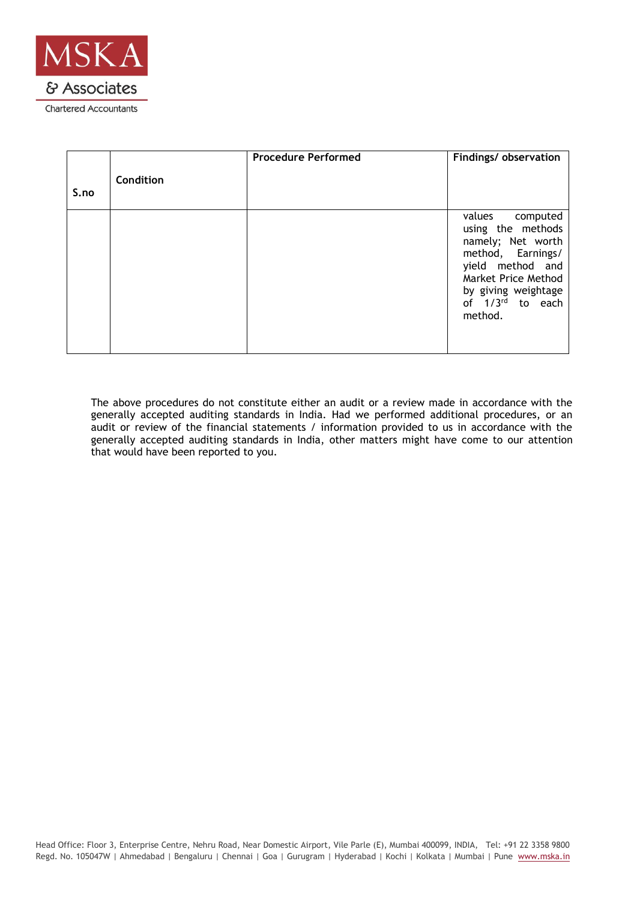| S.no | Condition | Procedure Performed | Findings/ observation |
|---|---|---|---|
| | | | values computed using the methods namely; Net worth method, Earnings/ yield method and Market Price Method by giving weightage of 1/3rd to each method. |

The above procedures do not constitute either an audit or a review made in accordance with the generally accepted auditing standards in India. Had we performed additional procedures, or an audit or review of the financial statements / information provided to us in accordance with the generally accepted auditing standards in India, other matters might have come to our attention that would have been reported to you.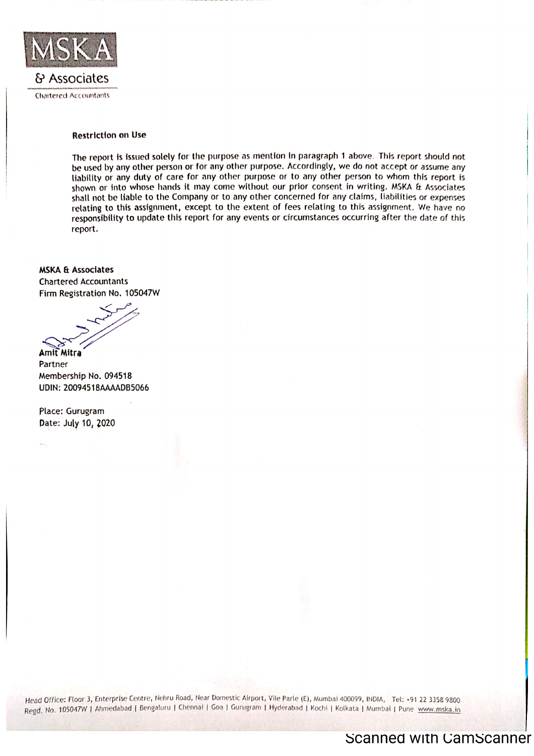**MSKA**

& Associates

Chartered Accountants

**Restriction on Use**

The report is issued solely for the purpose as mention in paragraph 1 above. This report should not be used by any other person or for any other purpose. Accordingly, we do not accept or assume any liability or any duty of care for any other purpose or to any other person to whom this report is shown or into whose hands it may come without our prior consent in writing. MSKA & Associates shall not be liable to the Company or to any other concerned for any claims, liabilities or expenses relating to this assignment, except to the extent of fees relating to this assignment. We have no responsibility to update this report for any events or circumstances occurring after the date of this report.

**MSKA & Associates**
Chartered Accountants
Firm Registration No. 105047W

**Amit Mitra**
Partner
Membership No. 094518
UDIN: 20094518AAAADB5066

Place: Gurugram
Date: July 10, 2020

Head Office: Floor 3, Enterprise Centre, Nehru Road, Near Domestic Airport, Vile Parle (E), Mumbai 400099, INDIA, Tel: +91 22 3358 9800
Regd. No. 105047W | Ahmedabad | Bengaluru | Chennai | Goa | Gurugram | Hyderabad | Kochi | Kolkata | Mumbai | Pune www.mska.in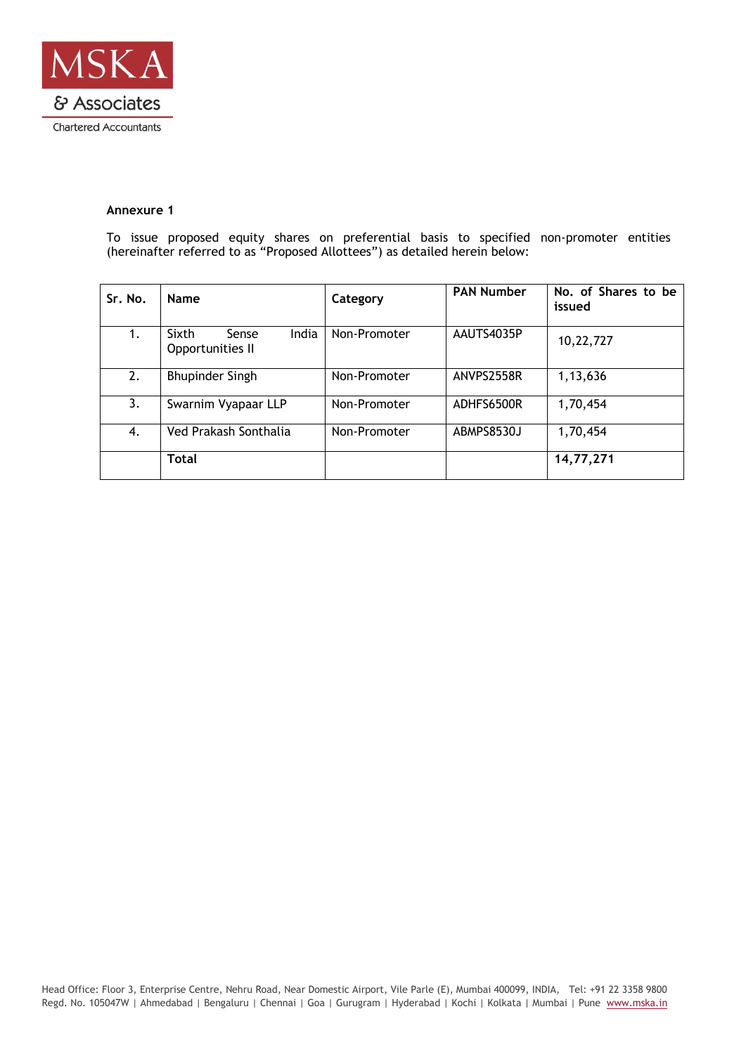**Annexure 1**

To issue proposed equity shares on preferential basis to specified non-promoter entities (hereinafter referred to as "Proposed Allottees") as detailed herein below:

| Sr. No. | Name | Category | PAN Number | No. of Shares to be issued |
|---|---|---|---|---|
| 1. | Sixth Sense India Opportunities II | Non-Promoter | AAUTS4035P | 10,22,727 |
| 2. | Bhupinder Singh | Non-Promoter | ANVPS2558R | 1,13,636 |
| 3. | Swarnim Vyapaar LLP | Non-Promoter | ADHFS6500R | 1,70,454 |
| 4. | Ved Prakash Sonthalia | Non-Promoter | ABMPS8530J | 1,70,454 |
| | **Total** | | | **14,77,271** |